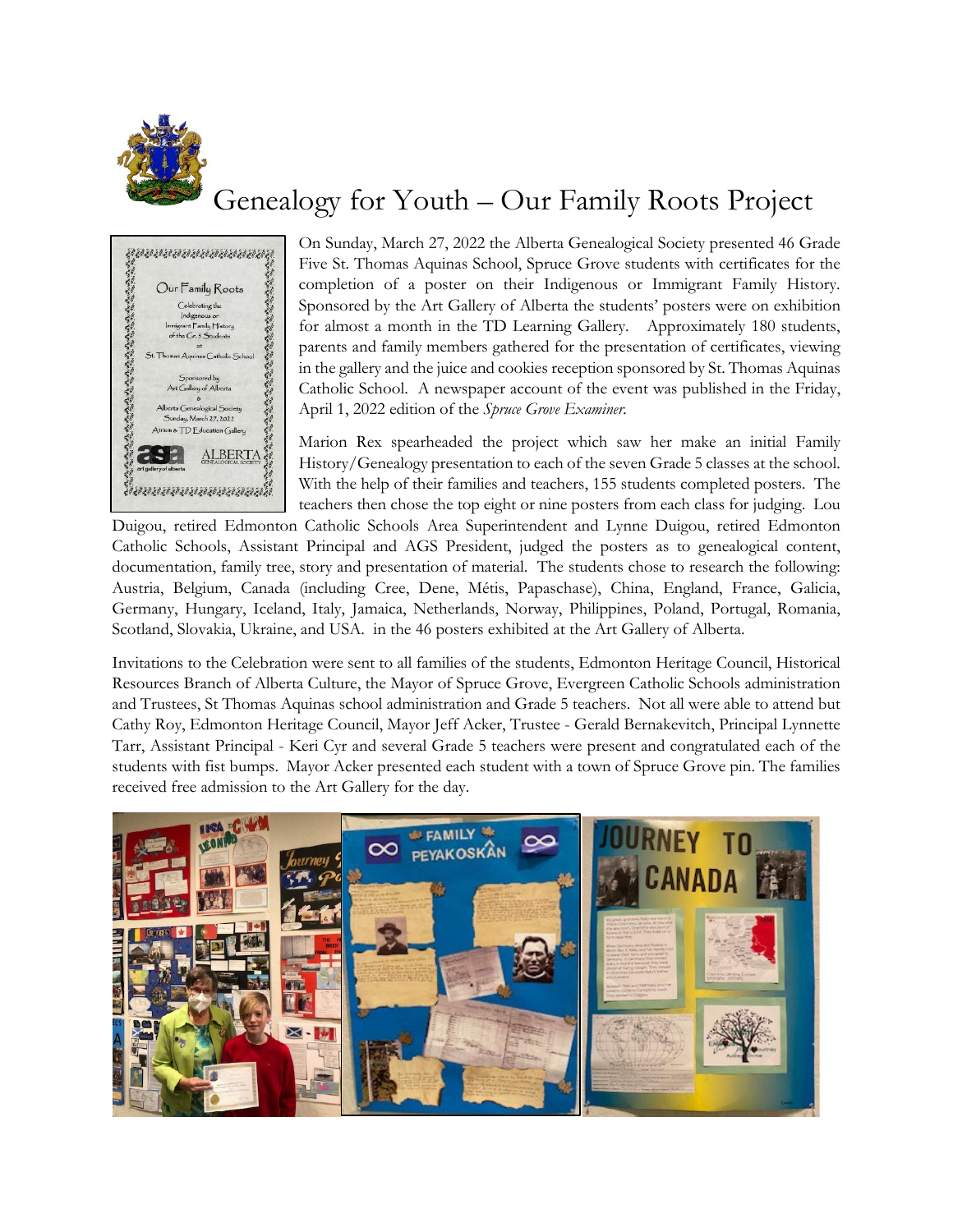# Genealogy for Youth – Our Family Roots Project

On Sunday, March 27, 2022 the Alberta Genealogical Society presented 46 Grade Five St. Thomas Aquinas School, Spruce Grove students with certificates for the completion of a poster on their Indigenous or Immigrant Family History. Sponsored by the Art Gallery of Alberta the students' posters were on exhibition for almost a month in the TD Learning Gallery. Approximately 180 students, parents and family members gathered for the presentation of certificates, viewing in the gallery and the juice and cookies reception sponsored by St. Thomas Aquinas Catholic School. A newspaper account of the event was published in the Friday, April 1, 2022 edition of the *Spruce Grove Examiner.*

Marion Rex spearheaded the project which saw her make an initial Family History/Genealogy presentation to each of the seven Grade 5 classes at the school. With the help of their families and teachers, 155 students completed posters. The teachers then chose the top eight or nine posters from each class for judging. Lou Duigou, retired Edmonton Catholic Schools Area Superintendent and Lynne Duigou, retired Edmonton Catholic Schools, Assistant Principal and AGS President, judged the posters as to genealogical content, documentation, family tree, story and presentation of material. The students chose to research the following: Austria, Belgium, Canada (including Cree, Dene, Métis, Papaschase), China, England, France, Galicia, Germany, Hungary, Iceland, Italy, Jamaica, Netherlands, Norway, Philippines, Poland, Portugal, Romania, Scotland, Slovakia, Ukraine, and USA. in the 46 posters exhibited at the Art Gallery of Alberta.

Invitations to the Celebration were sent to all families of the students, Edmonton Heritage Council, Historical Resources Branch of Alberta Culture, the Mayor of Spruce Grove, Evergreen Catholic Schools administration and Trustees, St Thomas Aquinas school administration and Grade 5 teachers. Not all were able to attend but Cathy Roy, Edmonton Heritage Council, Mayor Jeff Acker, Trustee - Gerald Bernakevitch, Principal Lynnette Tarr, Assistant Principal - Keri Cyr and several Grade 5 teachers were present and congratulated each of the students with fist bumps. Mayor Acker presented each student with a town of Spruce Grove pin. The families received free admission to the Art Gallery for the day.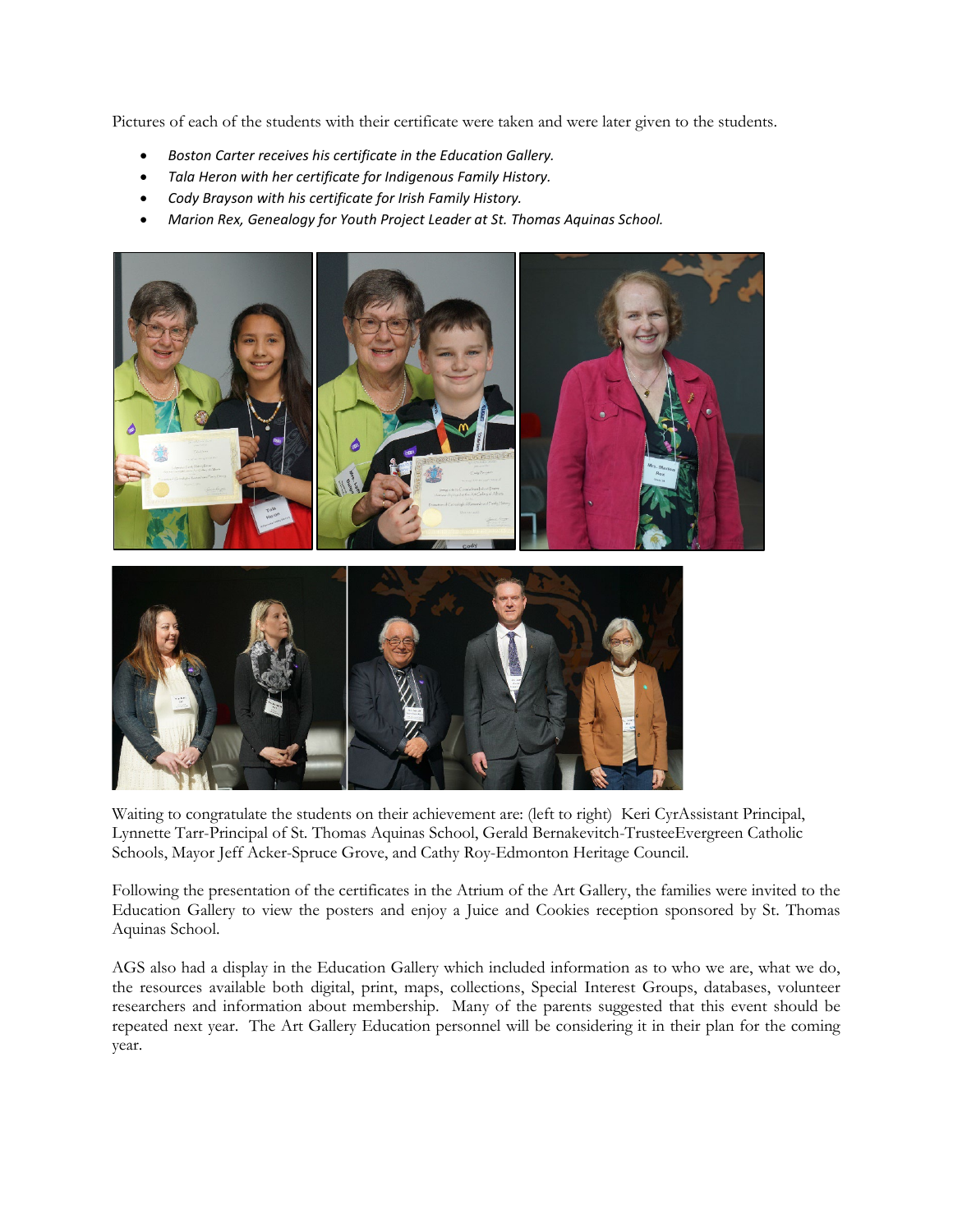Pictures of each of the students with their certificate were taken and were later given to the students.

- *Boston Carter receives his certificate in the Education Gallery.*
- *Tala Heron with her certificate for Indigenous Family History.*
- *Cody Brayson with his certificate for Irish Family History.*
- *Marion Rex, Genealogy for Youth Project Leader at St. Thomas Aquinas School.*

Waiting to congratulate the students on their achievement are: (left to right) Keri CyrAssistant Principal, Lynnette Tarr-Principal of St. Thomas Aquinas School, Gerald Bernakevitch-TrusteeEvergreen Catholic Schools, Mayor Jeff Acker-Spruce Grove, and Cathy Roy-Edmonton Heritage Council.

Following the presentation of the certificates in the Atrium of the Art Gallery, the families were invited to the Education Gallery to view the posters and enjoy a Juice and Cookies reception sponsored by St. Thomas Aquinas School.

AGS also had a display in the Education Gallery which included information as to who we are, what we do, the resources available both digital, print, maps, collections, Special Interest Groups, databases, volunteer researchers and information about membership. Many of the parents suggested that this event should be repeated next year. The Art Gallery Education personnel will be considering it in their plan for the coming year.